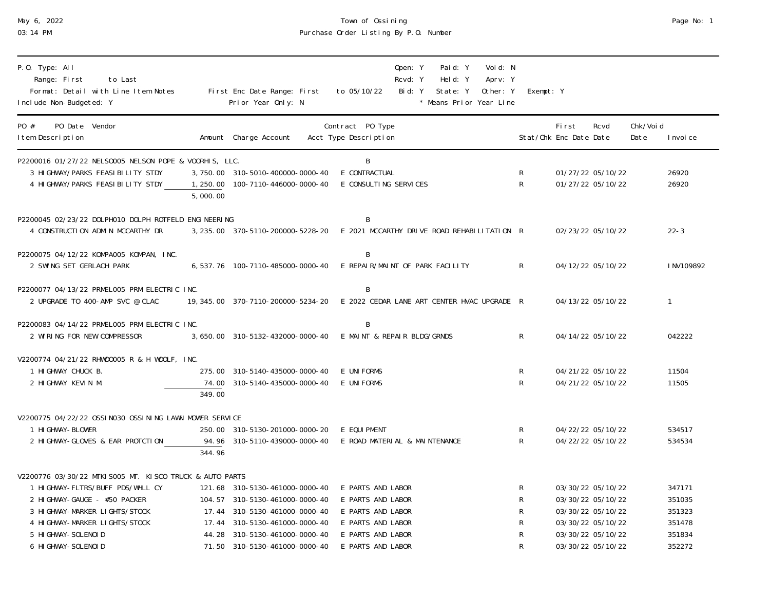Town of Ossining
Purchase Order Listing By P.O. Number

May 6, 2022
03:14 PM

P.O. Type: All
Range: First to Last
Format: Detail with Line Item Notes
Include Non-Budgeted: Y

First Enc Date Range: First to 05/10/22
Prior Year Only: N

Open: Y Paid: Y Void: N
Rcvd: Y Held: Y Aprv: Y
Bid: Y State: Y Other: Y Exempt: Y
\* Means Prior Year Line

| PO # / Item Description | PO Date | Vendor | Amount | Charge Account | Contract | PO Type / Acct Type Description | Stat/Chk | First Enc Date | Rcvd Date | Chk/Void Date | Invoice |
|---|---|---|---|---|---|---|---|---|---|---|---|
| P2200016 | 01/27/22 | NELSO005 NELSON POPE & VOORHIS, LLC. | | | | B | | | | | |
| 3 HIGHWAY/PARKS FEASIBILITY STDY | | | 3,750.00 | 310-5010-400000-0000-40 | | E CONTRACTUAL | R | 01/27/22 | 05/10/22 | | 26920 |
| 4 HIGHWAY/PARKS FEASIBILITY STDY | | | 1,250.00 | 100-7110-446000-0000-40 | | E CONSULTING SERVICES | R | 01/27/22 | 05/10/22 | | 26920 |
| | | | 5,000.00 | | | | | | | | |
| P2200045 | 02/23/22 | DOLPH010 DOLPH ROTFELD ENGINEERING | | | | B | | | | | |
| 4 CONSTRUCTION ADMIN MCCARTHY DR | | | 3,235.00 | 370-5110-200000-5228-20 | | E 2021 MCCARTHY DRIVE ROAD REHABILITATION | R | 02/23/22 | 05/10/22 | | 22-3 |
| P2200075 | 04/12/22 | KOMPA005 KOMPAN, INC. | | | | B | | | | | |
| 2 SWING SET GERLACH PARK | | | 6,537.76 | 100-7110-485000-0000-40 | | E REPAIR/MAINT OF PARK FACILITY | R | 04/12/22 | 05/10/22 | | INV109892 |
| P2200077 | 04/13/22 | PRMEL005 PRM ELECTRIC INC. | | | | B | | | | | |
| 2 UPGRADE TO 400-AMP SVC @ CLAC | | | 19,345.00 | 370-7110-200000-5234-20 | | E 2022 CEDAR LANE ART CENTER HVAC UPGRADE | R | 04/13/22 | 05/10/22 | | 1 |
| P2200083 | 04/14/22 | PRMEL005 PRM ELECTRIC INC. | | | | B | | | | | |
| 2 WIRING FOR NEW COMPRESSOR | | | 3,650.00 | 310-5132-432000-0000-40 | | E MAINT & REPAIR BLDG/GRNDS | R | 04/14/22 | 05/10/22 | | 042222 |
| V2200774 | 04/21/22 | RHWOO005 R & H WOOLF, INC. | | | | | | | | | |
| 1 HIGHWAY CHUCK B. | | | 275.00 | 310-5140-435000-0000-40 | | E UNIFORMS | R | 04/21/22 | 05/10/22 | | 11504 |
| 2 HIGHWAY KEVIN M. | | | 74.00 | 310-5140-435000-0000-40 | | E UNIFORMS | R | 04/21/22 | 05/10/22 | | 11505 |
| | | | 349.00 | | | | | | | | |
| V2200775 | 04/22/22 | OSSIN030 OSSINING LAWN MOWER SERVICE | | | | | | | | | |
| 1 HIGHWAY-BLOWER | | | 250.00 | 310-5130-201000-0000-20 | | E EQUIPMENT | R | 04/22/22 | 05/10/22 | | 534517 |
| 2 HIGHWAY-GLOVES & EAR PROTCTION | | | 94.96 | 310-5110-439000-0000-40 | | E ROAD MATERIAL & MAINTENANCE | R | 04/22/22 | 05/10/22 | | 534534 |
| | | | 344.96 | | | | | | | | |
| V2200776 | 03/30/22 | MTKIS005 MT. KISCO TRUCK & AUTO PARTS | | | | | | | | | |
| 1 HIGHWAY-FLTRS/BUFF PDS/WHLL CY | | | 121.68 | 310-5130-461000-0000-40 | | E PARTS AND LABOR | R | 03/30/22 | 05/10/22 | | 347171 |
| 2 HIGHWAY-GAUGE - #50 PACKER | | | 104.57 | 310-5130-461000-0000-40 | | E PARTS AND LABOR | R | 03/30/22 | 05/10/22 | | 351035 |
| 3 HIGHWAY-MARKER LIGHTS/STOCK | | | 17.44 | 310-5130-461000-0000-40 | | E PARTS AND LABOR | R | 03/30/22 | 05/10/22 | | 351323 |
| 4 HIGHWAY-MARKER LIGHTS/STOCK | | | 17.44 | 310-5130-461000-0000-40 | | E PARTS AND LABOR | R | 03/30/22 | 05/10/22 | | 351478 |
| 5 HIGHWAY-SOLENOID | | | 44.28 | 310-5130-461000-0000-40 | | E PARTS AND LABOR | R | 03/30/22 | 05/10/22 | | 351834 |
| 6 HIGHWAY-SOLENOID | | | 71.50 | 310-5130-461000-0000-40 | | E PARTS AND LABOR | R | 03/30/22 | 05/10/22 | | 352272 |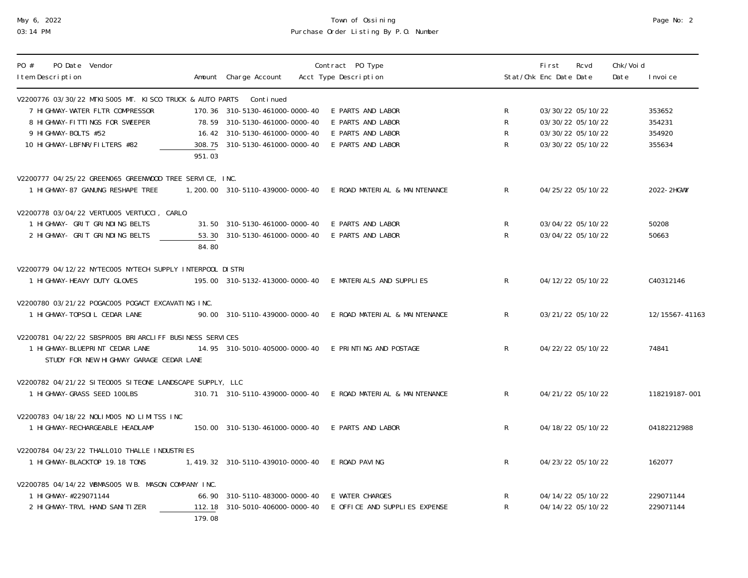# Town of Ossining

## Purchase Order Listing By P.O. Number

May 6, 2022
03:14 PM

| PO # / PO Date / Vendor / Item Description | Amount | Charge Account | Contract Acct | PO Type / Type Description | Stat/Chk | First Enc Date | Rcvd Date | Chk/Void Date | Invoice |
|---|---|---|---|---|---|---|---|---|---|
| V2200776 03/30/22 MTKIS005 MT. KISCO TRUCK & AUTO PARTS Continued | | | | | | | | | |
| 7 HIGHWAY-WATER FLTR COMPRESSOR | 170.36 | 310-5130-461000-0000-40 | E | PARTS AND LABOR | R | 03/30/22 | 05/10/22 | | 353652 |
| 8 HIGHWAY-FITTINGS FOR SWEEPER | 78.59 | 310-5130-461000-0000-40 | E | PARTS AND LABOR | R | 03/30/22 | 05/10/22 | | 354231 |
| 9 HIGHWAY-BOLTS #52 | 16.42 | 310-5130-461000-0000-40 | E | PARTS AND LABOR | R | 03/30/22 | 05/10/22 | | 354920 |
| 10 HIGHWAY-LBFNR/FILTERS #82 | 308.75 | 310-5130-461000-0000-40 | E | PARTS AND LABOR | R | 03/30/22 | 05/10/22 | | 355634 |
| | 951.03 | | | | | | | | |
| V2200777 04/25/22 GREEN065 GREENWOOD TREE SERVICE, INC. | | | | | | | | | |
| 1 HIGHWAY-87 GANUNG RESHAPE TREE | 1,200.00 | 310-5110-439000-0000-40 | E | ROAD MATERIAL & MAINTENANCE | R | 04/25/22 | 05/10/22 | | 2022-2HGWY |
| V2200778 03/04/22 VERTU005 VERTUCCI, CARLO | | | | | | | | | |
| 1 HIGHWAY- GRIT GRINDING BELTS | 31.50 | 310-5130-461000-0000-40 | E | PARTS AND LABOR | R | 03/04/22 | 05/10/22 | | 50208 |
| 2 HIGHWAY- GRIT GRINDING BELTS | 53.30 | 310-5130-461000-0000-40 | E | PARTS AND LABOR | R | 03/04/22 | 05/10/22 | | 50663 |
| | 84.80 | | | | | | | | |
| V2200779 04/12/22 NYTEC005 NYTECH SUPPLY INTERPOOL DISTRI | | | | | | | | | |
| 1 HIGHWAY-HEAVY DUTY GLOVES | 195.00 | 310-5132-413000-0000-40 | E | MATERIALS AND SUPPLIES | R | 04/12/22 | 05/10/22 | | C40312146 |
| V2200780 03/21/22 POGAC005 POGACT EXCAVATING INC. | | | | | | | | | |
| 1 HIGHWAY-TOPSOIL CEDAR LANE | 90.00 | 310-5110-439000-0000-40 | E | ROAD MATERIAL & MAINTENANCE | R | 03/21/22 | 05/10/22 | | 12/15567-41163 |
| V2200781 04/22/22 SBSPR005 BRIARCLIFF BUSINESS SERVICES | | | | | | | | | |
| 1 HIGHWAY-BLUEPRINT CEDAR LANE | 14.95 | 310-5010-405000-0000-40 | E | PRINTING AND POSTAGE | R | 04/22/22 | 05/10/22 | | 74841 |
| STUDY FOR NEW HIGHWAY GARAGE CEDAR LANE | | | | | | | | | |
| V2200782 04/21/22 SITEO005 SITEONE LANDSCAPE SUPPLY, LLC | | | | | | | | | |
| 1 HIGHWAY-GRASS SEED 100LBS | 310.71 | 310-5110-439000-0000-40 | E | ROAD MATERIAL & MAINTENANCE | R | 04/21/22 | 05/10/22 | | 118219187-001 |
| V2200783 04/18/22 NOLIM005 NO LIMITSS INC | | | | | | | | | |
| 1 HIGHWAY-RECHARGEABLE HEADLAMP | 150.00 | 310-5130-461000-0000-40 | E | PARTS AND LABOR | R | 04/18/22 | 05/10/22 | | 04182212988 |
| V2200784 04/23/22 THALL010 THALLE INDUSTRIES | | | | | | | | | |
| 1 HIGHWAY-BLACKTOP 19.18 TONS | 1,419.32 | 310-5110-439010-0000-40 | E | ROAD PAVING | R | 04/23/22 | 05/10/22 | | 162077 |
| V2200785 04/14/22 WBMAS005 W.B. MASON COMPANY INC. | | | | | | | | | |
| 1 HIGHWAY-#229071144 | 66.90 | 310-5110-483000-0000-40 | E | WATER CHARGES | R | 04/14/22 | 05/10/22 | | 229071144 |
| 2 HIGHWAY-TRVL HAND SANITIZER | 112.18 | 310-5010-406000-0000-40 | E | OFFICE AND SUPPLIES EXPENSE | R | 04/14/22 | 05/10/22 | | 229071144 |
| | 179.08 | | | | | | | | |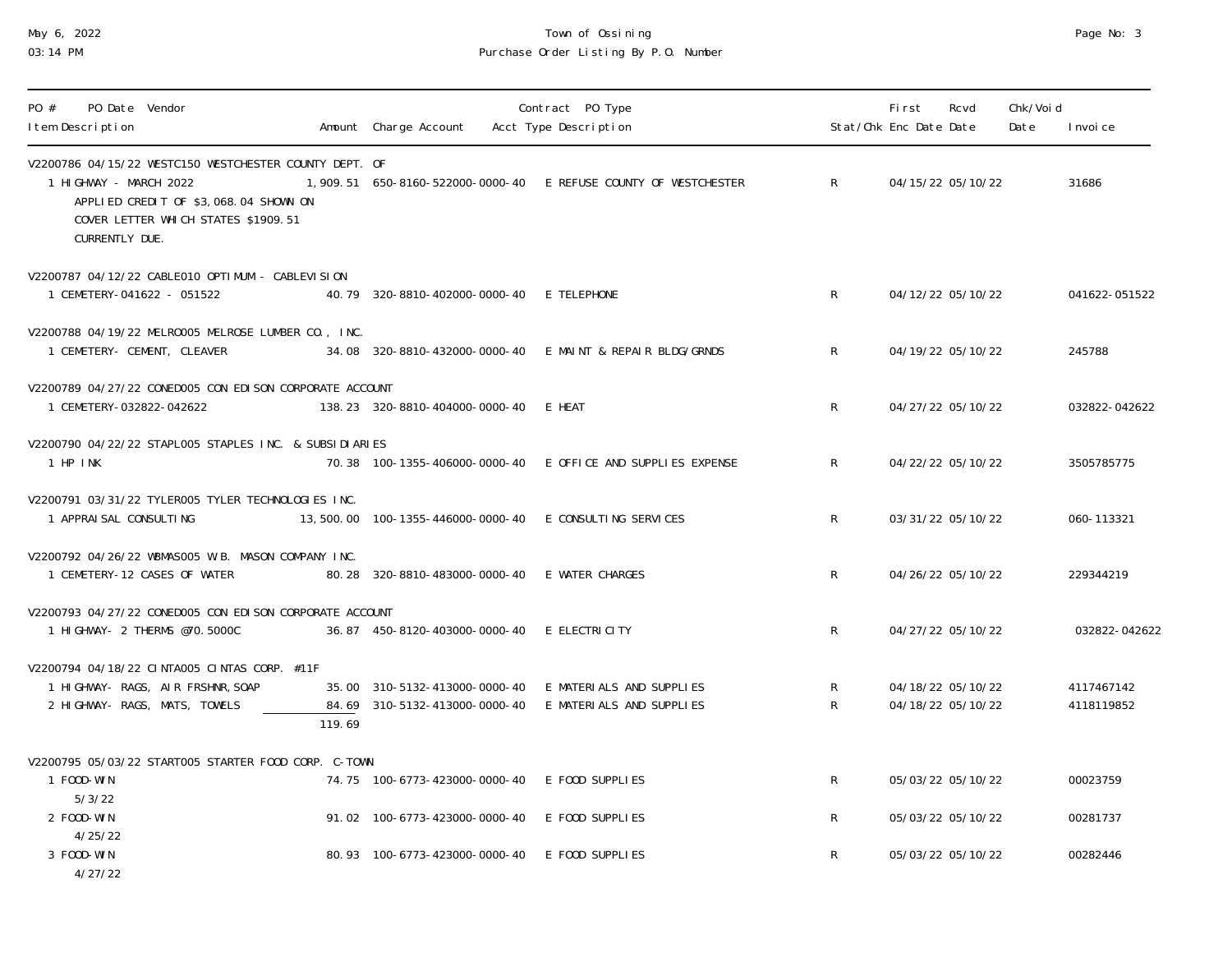| PO # PO Date Vendor / Item Description | Amount | Charge Account | Contract PO Type / Acct Type Description | Stat/Chk | First Enc Date | Rcvd Date | Chk/Void Date | Invoice |
|---|---|---|---|---|---|---|---|---|
| V2200786 04/15/22 WESTC150 WESTCHESTER COUNTY DEPT. OF | | | | | | | | |
| 1 HIGHWAY - MARCH 2022<br>APPLIED CREDIT OF $3,068.04 SHOWN ON COVER LETTER WHICH STATES $1909.51 CURRENTLY DUE. | 1,909.51 | 650-8160-522000-0000-40 | E REFUSE COUNTY OF WESTCHESTER | R | 04/15/22 | 05/10/22 | | 31686 |
| V2200787 04/12/22 CABLE010 OPTIMUM - CABLEVISION | | | | | | | | |
| 1 CEMETERY-041622 - 051522 | 40.79 | 320-8810-402000-0000-40 | E TELEPHONE | R | 04/12/22 | 05/10/22 | | 041622-051522 |
| V2200788 04/19/22 MELRO005 MELROSE LUMBER CO., INC. | | | | | | | | |
| 1 CEMETERY- CEMENT, CLEAVER | 34.08 | 320-8810-432000-0000-40 | E MAINT & REPAIR BLDG/GRNDS | R | 04/19/22 | 05/10/22 | | 245788 |
| V2200789 04/27/22 CONED005 CON EDISON CORPORATE ACCOUNT | | | | | | | | |
| 1 CEMETERY-032822-042622 | 138.23 | 320-8810-404000-0000-40 | E HEAT | R | 04/27/22 | 05/10/22 | | 032822-042622 |
| V2200790 04/22/22 STAPL005 STAPLES INC. & SUBSIDIARIES | | | | | | | | |
| 1 HP INK | 70.38 | 100-1355-406000-0000-40 | E OFFICE AND SUPPLIES EXPENSE | R | 04/22/22 | 05/10/22 | | 3505785775 |
| V2200791 03/31/22 TYLER005 TYLER TECHNOLOGIES INC. | | | | | | | | |
| 1 APPRAISAL CONSULTING | 13,500.00 | 100-1355-446000-0000-40 | E CONSULTING SERVICES | R | 03/31/22 | 05/10/22 | | 060-113321 |
| V2200792 04/26/22 WBMAS005 W.B. MASON COMPANY INC. | | | | | | | | |
| 1 CEMETERY-12 CASES OF WATER | 80.28 | 320-8810-483000-0000-40 | E WATER CHARGES | R | 04/26/22 | 05/10/22 | | 229344219 |
| V2200793 04/27/22 CONED005 CON EDISON CORPORATE ACCOUNT | | | | | | | | |
| 1 HIGHWAY- 2 THERMS @70.5000C | 36.87 | 450-8120-403000-0000-40 | E ELECTRICITY | R | 04/27/22 | 05/10/22 | | 032822-042622 |
| V2200794 04/18/22 CINTA005 CINTAS CORP. #11F | | | | | | | | |
| 1 HIGHWAY- RAGS, AIR FRSHNR,SOAP | 35.00 | 310-5132-413000-0000-40 | E MATERIALS AND SUPPLIES | R | 04/18/22 | 05/10/22 | | 4117467142 |
| 2 HIGHWAY- RAGS, MATS, TOWELS | 84.69 | 310-5132-413000-0000-40 | E MATERIALS AND SUPPLIES | R | 04/18/22 | 05/10/22 | | 4118119852 |
| | 119.69 | | | | | | | |
| V2200795 05/03/22 START005 STARTER FOOD CORP. C-TOWN | | | | | | | | |
| 1 FOOD-WIN<br>5/3/22 | 74.75 | 100-6773-423000-0000-40 | E FOOD SUPPLIES | R | 05/03/22 | 05/10/22 | | 00023759 |
| 2 FOOD-WIN<br>4/25/22 | 91.02 | 100-6773-423000-0000-40 | E FOOD SUPPLIES | R | 05/03/22 | 05/10/22 | | 00281737 |
| 3 FOOD-WIN<br>4/27/22 | 80.93 | 100-6773-423000-0000-40 | E FOOD SUPPLIES | R | 05/03/22 | 05/10/22 | | 00282446 |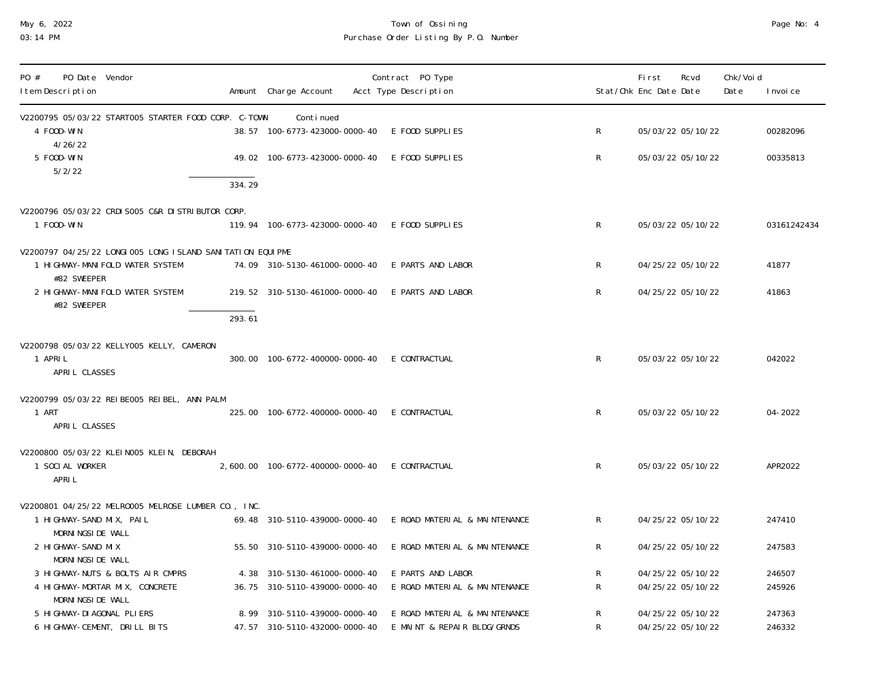# Town of Ossining
## Purchase Order Listing By P.O. Number

May 6, 2022
03:14 PM

| PO # PO Date Vendor / Item Description | Amount | Charge Account | Contract Acct Type | PO Type Description | Stat/Chk | First Enc Date | Rcvd Date | Chk/Void Date | Invoice |
|---|---|---|---|---|---|---|---|---|---|
| V2200795 05/03/22 START005 STARTER FOOD CORP. C-TOWN Continued | | | | | | | | | |
| 4 FOOD-WIN 4/26/22 | 38.57 | 100-6773-423000-0000-40 | E | FOOD SUPPLIES | R | 05/03/22 | 05/10/22 | | 00282096 |
| 5 FOOD-WIN 5/2/22 | 49.02 | 100-6773-423000-0000-40 | E | FOOD SUPPLIES | R | 05/03/22 | 05/10/22 | | 00335813 |
| | 334.29 | | | | | | | | |
| V2200796 05/03/22 CRDIS005 C&R DISTRIBUTOR CORP. | | | | | | | | | |
| 1 FOOD-WIN | 119.94 | 100-6773-423000-0000-40 | E | FOOD SUPPLIES | R | 05/03/22 | 05/10/22 | | 03161242434 |
| V2200797 04/25/22 LONGI005 LONG ISLAND SANITATION EQUIPME | | | | | | | | | |
| 1 HIGHWAY-MANIFOLD WATER SYSTEM #82 SWEEPER | 74.09 | 310-5130-461000-0000-40 | E | PARTS AND LABOR | R | 04/25/22 | 05/10/22 | | 41877 |
| 2 HIGHWAY-MANIFOLD WATER SYSTEM #82 SWEEPER | 219.52 | 310-5130-461000-0000-40 | E | PARTS AND LABOR | R | 04/25/22 | 05/10/22 | | 41863 |
| | 293.61 | | | | | | | | |
| V2200798 05/03/22 KELLY005 KELLY, CAMERON | | | | | | | | | |
| 1 APRIL APRIL CLASSES | 300.00 | 100-6772-400000-0000-40 | E | CONTRACTUAL | R | 05/03/22 | 05/10/22 | | 042022 |
| V2200799 05/03/22 REIBE005 REIBEL, ANN PALM | | | | | | | | | |
| 1 ART APRIL CLASSES | 225.00 | 100-6772-400000-0000-40 | E | CONTRACTUAL | R | 05/03/22 | 05/10/22 | | 04-2022 |
| V2200800 05/03/22 KLEIN005 KLEIN, DEBORAH | | | | | | | | | |
| 1 SOCIAL WORKER APRIL | 2,600.00 | 100-6772-400000-0000-40 | E | CONTRACTUAL | R | 05/03/22 | 05/10/22 | | APR2022 |
| V2200801 04/25/22 MELRO005 MELROSE LUMBER CO., INC. | | | | | | | | | |
| 1 HIGHWAY-SAND MIX, PAIL MORNINGSIDE WALL | 69.48 | 310-5110-439000-0000-40 | E | ROAD MATERIAL & MAINTENANCE | R | 04/25/22 | 05/10/22 | | 247410 |
| 2 HIGHWAY-SAND MIX MORNINGSIDE WALL | 55.50 | 310-5110-439000-0000-40 | E | ROAD MATERIAL & MAINTENANCE | R | 04/25/22 | 05/10/22 | | 247583 |
| 3 HIGHWAY-NUTS & BOLTS AIR CMPRS | 4.38 | 310-5130-461000-0000-40 | E | PARTS AND LABOR | R | 04/25/22 | 05/10/22 | | 246507 |
| 4 HIGHWAY-MORTAR MIX, CONCRETE MORNINGSIDE WALL | 36.75 | 310-5110-439000-0000-40 | E | ROAD MATERIAL & MAINTENANCE | R | 04/25/22 | 05/10/22 | | 245926 |
| 5 HIGHWAY-DIAGONAL PLIERS | 8.99 | 310-5110-439000-0000-40 | E | ROAD MATERIAL & MAINTENANCE | R | 04/25/22 | 05/10/22 | | 247363 |
| 6 HIGHWAY-CEMENT, DRILL BITS | 47.57 | 310-5110-432000-0000-40 | E | MAINT & REPAIR BLDG/GRNDS | R | 04/25/22 | 05/10/22 | | 246332 |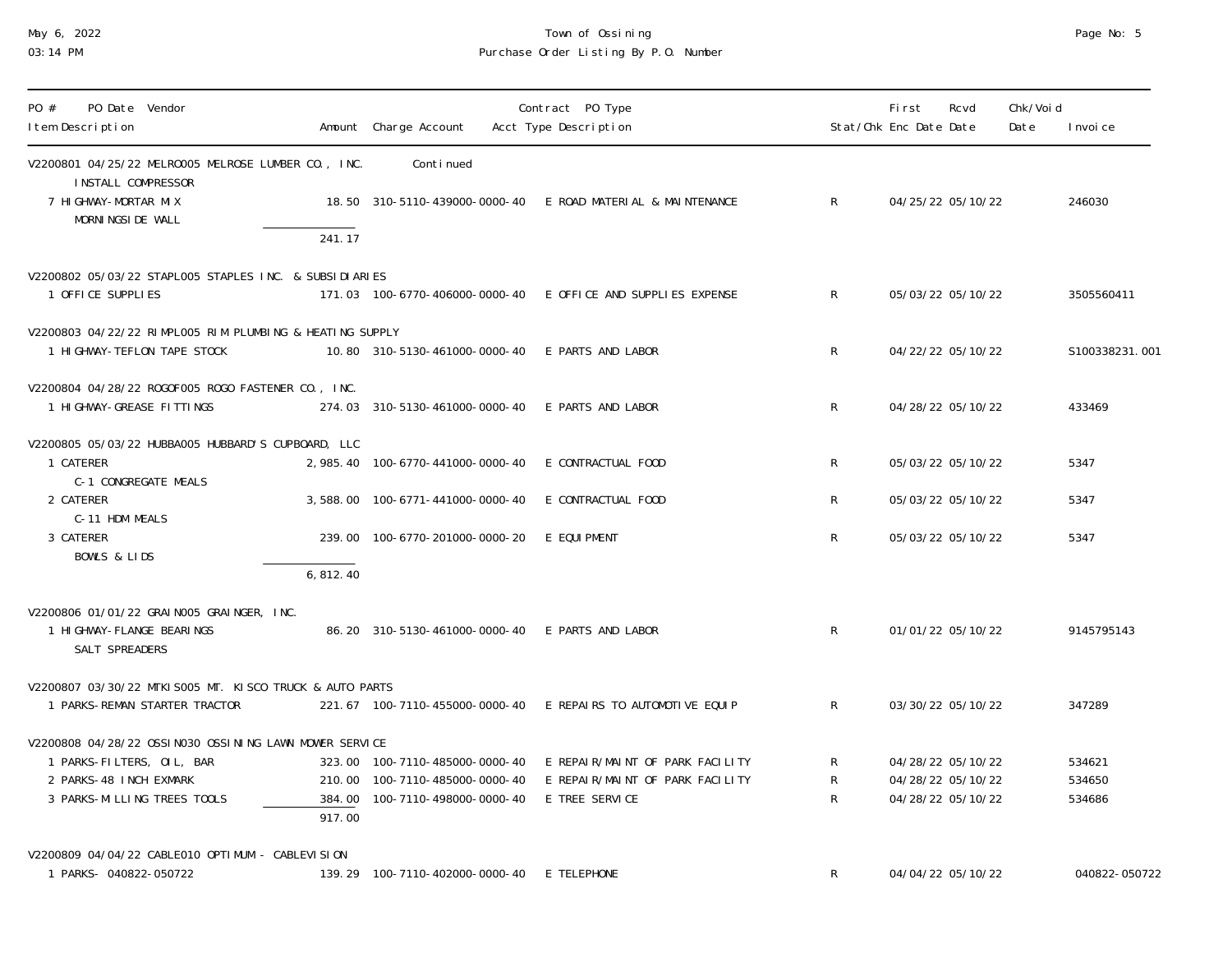# Town of Ossining
## Purchase Order Listing By P.O. Number

May 6, 2022
03:14 PM

| PO # PO Date Vendor / Item Description | Amount | Charge Account | Contract Acct Type | PO Type Description | Stat/Chk | First Enc Date | Rcvd Date | Chk/Void Date | Invoice |
|---|---|---|---|---|---|---|---|---|---|
| V2200801 04/25/22 MELRO005 MELROSE LUMBER CO., INC. | | Continued | | | | | | | |
| INSTALL COMPRESSOR | | | | | | | | | |
| 7 HIGHWAY-MORTAR MIX | 18.50 | 310-5110-439000-0000-40 | E | ROAD MATERIAL & MAINTENANCE | R | 04/25/22 | 05/10/22 | | 246030 |
| MORNINGSIDE WALL | | | | | | | | | |
| | 241.17 | | | | | | | | |
| V2200802 05/03/22 STAPL005 STAPLES INC. & SUBSIDIARIES | | | | | | | | | |
| 1 OFFICE SUPPLIES | 171.03 | 100-6770-406000-0000-40 | E | OFFICE AND SUPPLIES EXPENSE | R | 05/03/22 | 05/10/22 | | 3505560411 |
| V2200803 04/22/22 RIMPL005 RIM PLUMBING & HEATING SUPPLY | | | | | | | | | |
| 1 HIGHWAY-TEFLON TAPE STOCK | 10.80 | 310-5130-461000-0000-40 | E | PARTS AND LABOR | R | 04/22/22 | 05/10/22 | | S100338231.001 |
| V2200804 04/28/22 ROGOF005 ROGO FASTENER CO., INC. | | | | | | | | | |
| 1 HIGHWAY-GREASE FITTINGS | 274.03 | 310-5130-461000-0000-40 | E | PARTS AND LABOR | R | 04/28/22 | 05/10/22 | | 433469 |
| V2200805 05/03/22 HUBBA005 HUBBARD'S CUPBOARD, LLC | | | | | | | | | |
| 1 CATERER | 2,985.40 | 100-6770-441000-0000-40 | E | CONTRACTUAL FOOD | R | 05/03/22 | 05/10/22 | | 5347 |
| C-1 CONGREGATE MEALS | | | | | | | | | |
| 2 CATERER | 3,588.00 | 100-6771-441000-0000-40 | E | CONTRACTUAL FOOD | R | 05/03/22 | 05/10/22 | | 5347 |
| C-11 HDM MEALS | | | | | | | | | |
| 3 CATERER | 239.00 | 100-6770-201000-0000-20 | E | EQUIPMENT | R | 05/03/22 | 05/10/22 | | 5347 |
| BOWLS & LIDS | | | | | | | | | |
| | 6,812.40 | | | | | | | | |
| V2200806 01/01/22 GRAIN005 GRAINGER, INC. | | | | | | | | | |
| 1 HIGHWAY-FLANGE BEARINGS | 86.20 | 310-5130-461000-0000-40 | E | PARTS AND LABOR | R | 01/01/22 | 05/10/22 | | 9145795143 |
| SALT SPREADERS | | | | | | | | | |
| V2200807 03/30/22 MTKIS005 MT. KISCO TRUCK & AUTO PARTS | | | | | | | | | |
| 1 PARKS-REMAN STARTER TRACTOR | 221.67 | 100-7110-455000-0000-40 | E | REPAIRS TO AUTOMOTIVE EQUIP | R | 03/30/22 | 05/10/22 | | 347289 |
| V2200808 04/28/22 OSSIN030 OSSINING LAWN MOWER SERVICE | | | | | | | | | |
| 1 PARKS-FILTERS, OIL, BAR | 323.00 | 100-7110-485000-0000-40 | E | REPAIR/MAINT OF PARK FACILITY | R | 04/28/22 | 05/10/22 | | 534621 |
| 2 PARKS-48 INCH EXMARK | 210.00 | 100-7110-485000-0000-40 | E | REPAIR/MAINT OF PARK FACILITY | R | 04/28/22 | 05/10/22 | | 534650 |
| 3 PARKS-MILLING TREES TOOLS | 384.00 | 100-7110-498000-0000-40 | E | TREE SERVICE | R | 04/28/22 | 05/10/22 | | 534686 |
| | 917.00 | | | | | | | | |
| V2200809 04/04/22 CABLE010 OPTIMUM - CABLEVISION | | | | | | | | | |
| 1 PARKS- 040822-050722 | 139.29 | 100-7110-402000-0000-40 | E | TELEPHONE | R | 04/04/22 | 05/10/22 | | 040822-050722 |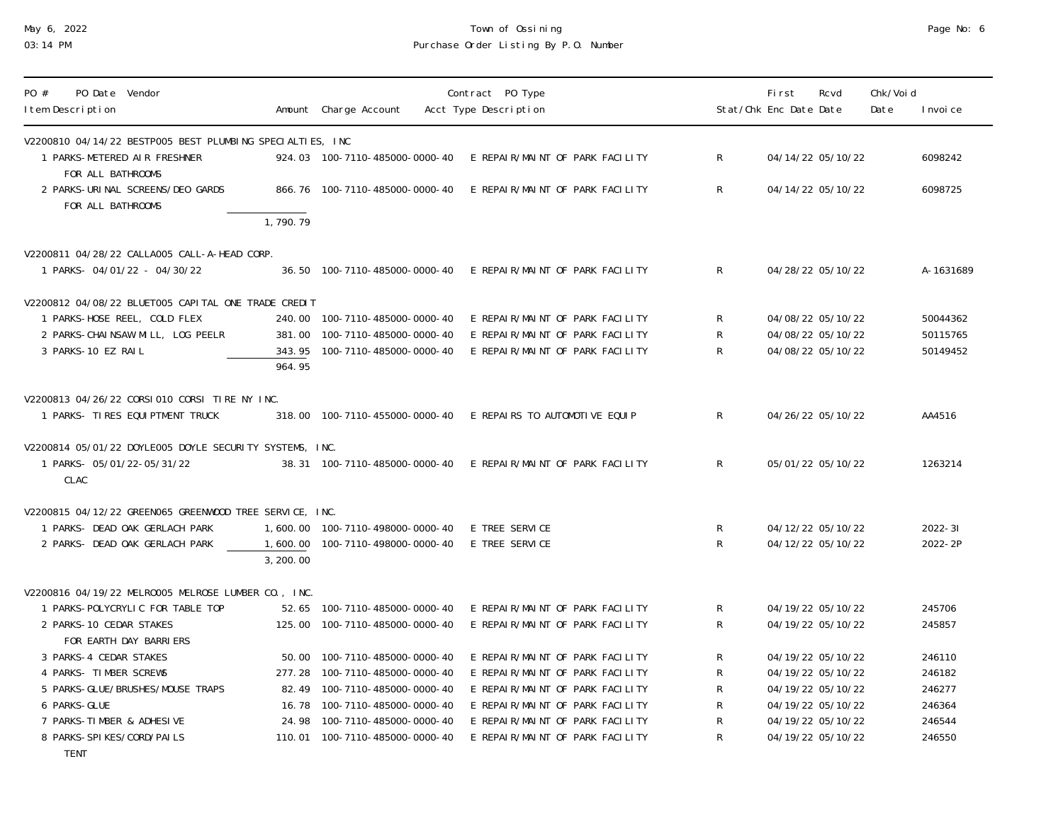# Town of Ossining

## Purchase Order Listing By P.O. Number

| PO # PO Date Vendor / Item Description | Amount | Charge Account | Contract Acct Type | PO Type Description | Stat/Chk | First Enc Date | Rcvd Date | Chk/Void Date | Invoice |
|---|---|---|---|---|---|---|---|---|---|
| **V2200810 04/14/22 BESTP005 BEST PLUMBING SPECIALTIES, INC** | | | | | | | | | |
| 1 PARKS-METERED AIR FRESHNER FOR ALL BATHROOMS | 924.03 | 100-7110-485000-0000-40 | E | REPAIR/MAINT OF PARK FACILITY | R | 04/14/22 | 05/10/22 | | 6098242 |
| 2 PARKS-URINAL SCREENS/DEO GARDS FOR ALL BATHROOMS | 866.76 | 100-7110-485000-0000-40 | E | REPAIR/MAINT OF PARK FACILITY | R | 04/14/22 | 05/10/22 | | 6098725 |
| | 1,790.79 | | | | | | | | |
| **V2200811 04/28/22 CALLA005 CALL-A-HEAD CORP.** | | | | | | | | | |
| 1 PARKS- 04/01/22 - 04/30/22 | 36.50 | 100-7110-485000-0000-40 | E | REPAIR/MAINT OF PARK FACILITY | R | 04/28/22 | 05/10/22 | | A-1631689 |
| **V2200812 04/08/22 BLUET005 CAPITAL ONE TRADE CREDIT** | | | | | | | | | |
| 1 PARKS-HOSE REEL, COLD FLEX | 240.00 | 100-7110-485000-0000-40 | E | REPAIR/MAINT OF PARK FACILITY | R | 04/08/22 | 05/10/22 | | 50044362 |
| 2 PARKS-CHAINSAW MILL, LOG PEELR | 381.00 | 100-7110-485000-0000-40 | E | REPAIR/MAINT OF PARK FACILITY | R | 04/08/22 | 05/10/22 | | 50115765 |
| 3 PARKS-10 EZ RAIL | 343.95 | 100-7110-485000-0000-40 | E | REPAIR/MAINT OF PARK FACILITY | R | 04/08/22 | 05/10/22 | | 50149452 |
| | 964.95 | | | | | | | | |
| **V2200813 04/26/22 CORSI010 CORSI TIRE NY INC.** | | | | | | | | | |
| 1 PARKS- TIRES EQUIPTMENT TRUCK | 318.00 | 100-7110-455000-0000-40 | E | REPAIRS TO AUTOMOTIVE EQUIP | R | 04/26/22 | 05/10/22 | | AA4516 |
| **V2200814 05/01/22 DOYLE005 DOYLE SECURITY SYSTEMS, INC.** | | | | | | | | | |
| 1 PARKS- 05/01/22-05/31/22 CLAC | 38.31 | 100-7110-485000-0000-40 | E | REPAIR/MAINT OF PARK FACILITY | R | 05/01/22 | 05/10/22 | | 1263214 |
| **V2200815 04/12/22 GREEN065 GREENWOOD TREE SERVICE, INC.** | | | | | | | | | |
| 1 PARKS- DEAD OAK GERLACH PARK | 1,600.00 | 100-7110-498000-0000-40 | E | TREE SERVICE | R | 04/12/22 | 05/10/22 | | 2022-3I |
| 2 PARKS- DEAD OAK GERLACH PARK | 1,600.00 | 100-7110-498000-0000-40 | E | TREE SERVICE | R | 04/12/22 | 05/10/22 | | 2022-2P |
| | 3,200.00 | | | | | | | | |
| **V2200816 04/19/22 MELRO005 MELROSE LUMBER CO., INC.** | | | | | | | | | |
| 1 PARKS-POLYCRYLIC FOR TABLE TOP | 52.65 | 100-7110-485000-0000-40 | E | REPAIR/MAINT OF PARK FACILITY | R | 04/19/22 | 05/10/22 | | 245706 |
| 2 PARKS-10 CEDAR STAKES FOR EARTH DAY BARRIERS | 125.00 | 100-7110-485000-0000-40 | E | REPAIR/MAINT OF PARK FACILITY | R | 04/19/22 | 05/10/22 | | 245857 |
| 3 PARKS-4 CEDAR STAKES | 50.00 | 100-7110-485000-0000-40 | E | REPAIR/MAINT OF PARK FACILITY | R | 04/19/22 | 05/10/22 | | 246110 |
| 4 PARKS- TIMBER SCREWS | 277.28 | 100-7110-485000-0000-40 | E | REPAIR/MAINT OF PARK FACILITY | R | 04/19/22 | 05/10/22 | | 246182 |
| 5 PARKS-GLUE/BRUSHES/MOUSE TRAPS | 82.49 | 100-7110-485000-0000-40 | E | REPAIR/MAINT OF PARK FACILITY | R | 04/19/22 | 05/10/22 | | 246277 |
| 6 PARKS-GLUE | 16.78 | 100-7110-485000-0000-40 | E | REPAIR/MAINT OF PARK FACILITY | R | 04/19/22 | 05/10/22 | | 246364 |
| 7 PARKS-TIMBER & ADHESIVE | 24.98 | 100-7110-485000-0000-40 | E | REPAIR/MAINT OF PARK FACILITY | R | 04/19/22 | 05/10/22 | | 246544 |
| 8 PARKS-SPIKES/CORD/PAILS TENT | 110.01 | 100-7110-485000-0000-40 | E | REPAIR/MAINT OF PARK FACILITY | R | 04/19/22 | 05/10/22 | | 246550 |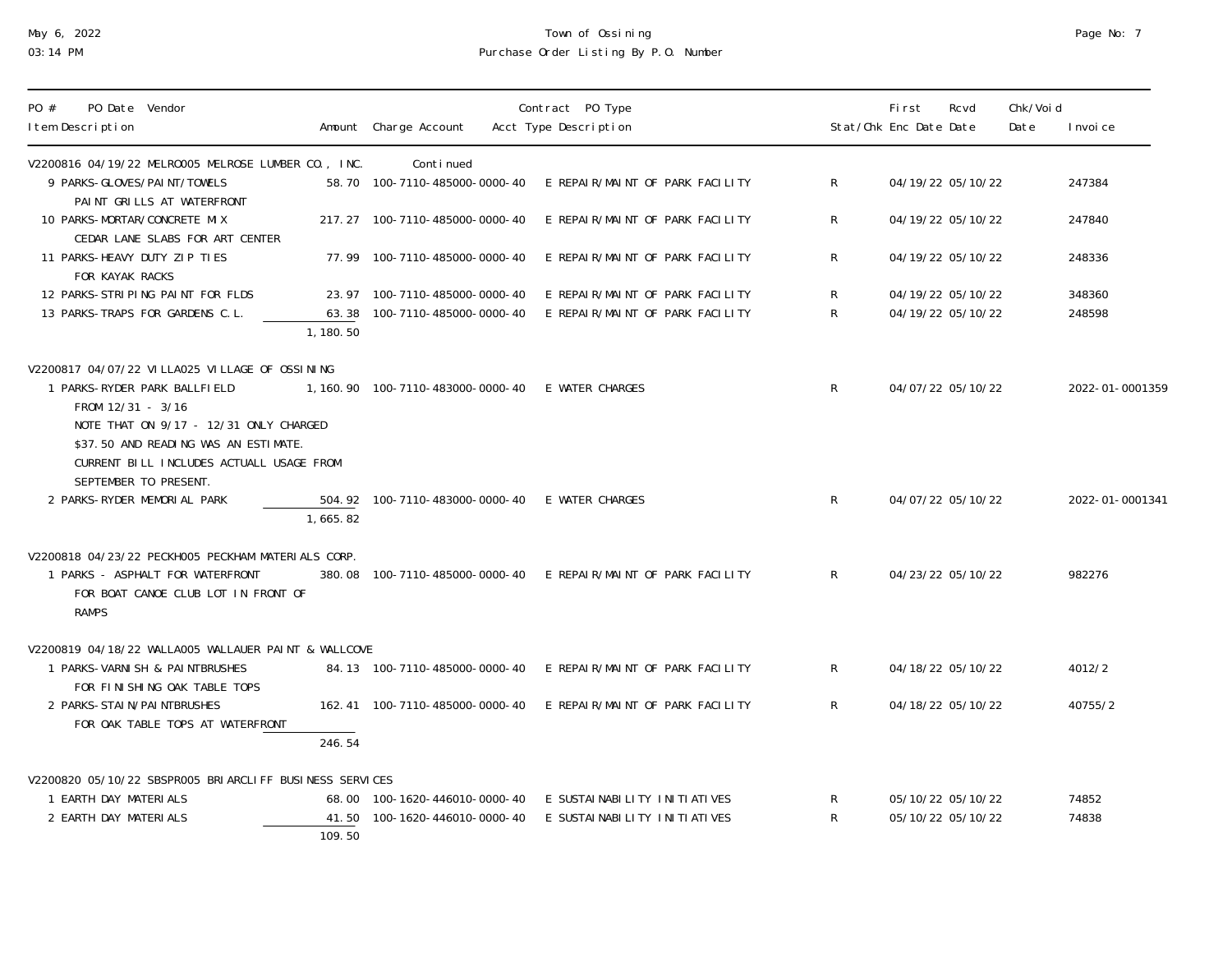| PO # PO Date Vendor<br>Item Description | Amount | Charge Account | Contract PO Type<br>Acct Type Description | Stat/Chk | First<br>Enc Date | Rcvd<br>Date | Chk/Void<br>Date | Invoice |
|---|---|---|---|---|---|---|---|---|
| V2200816 04/19/22 MELRO005 MELROSE LUMBER CO., INC. | Continued | | | | | | | |
| 9 PARKS-GLOVES/PAINT/TOWELS<br>PAINT GRILLS AT WATERFRONT | 58.70 | 100-7110-485000-0000-40 | E REPAIR/MAINT OF PARK FACILITY | R | 04/19/22 | 05/10/22 | | 247384 |
| 10 PARKS-MORTAR/CONCRETE MIX<br>CEDAR LANE SLABS FOR ART CENTER | 217.27 | 100-7110-485000-0000-40 | E REPAIR/MAINT OF PARK FACILITY | R | 04/19/22 | 05/10/22 | | 247840 |
| 11 PARKS-HEAVY DUTY ZIP TIES<br>FOR KAYAK RACKS | 77.99 | 100-7110-485000-0000-40 | E REPAIR/MAINT OF PARK FACILITY | R | 04/19/22 | 05/10/22 | | 248336 |
| 12 PARKS-STRIPING PAINT FOR FLDS | 23.97 | 100-7110-485000-0000-40 | E REPAIR/MAINT OF PARK FACILITY | R | 04/19/22 | 05/10/22 | | 348360 |
| 13 PARKS-TRAPS FOR GARDENS C.L. | 63.38 | 100-7110-485000-0000-40 | E REPAIR/MAINT OF PARK FACILITY | R | 04/19/22 | 05/10/22 | | 248598 |
| | 1,180.50 | | | | | | | |
| V2200817 04/07/22 VILLA025 VILLAGE OF OSSINING | | | | | | | | |
| 1 PARKS-RYDER PARK BALLFIELD<br>FROM 12/31 - 3/16<br>NOTE THAT ON 9/17 - 12/31 ONLY CHARGED<br>$37.50 AND READING WAS AN ESTIMATE.<br>CURRENT BILL INCLUDES ACTUALL USAGE FROM<br>SEPTEMBER TO PRESENT. | 1,160.90 | 100-7110-483000-0000-40 | E WATER CHARGES | R | 04/07/22 | 05/10/22 | | 2022-01-0001359 |
| 2 PARKS-RYDER MEMORIAL PARK | 504.92 | 100-7110-483000-0000-40 | E WATER CHARGES | R | 04/07/22 | 05/10/22 | | 2022-01-0001341 |
| | 1,665.82 | | | | | | | |
| V2200818 04/23/22 PECKH005 PECKHAM MATERIALS CORP. | | | | | | | | |
| 1 PARKS - ASPHALT FOR WATERFRONT<br>FOR BOAT CANOE CLUB LOT IN FRONT OF<br>RAMPS | 380.08 | 100-7110-485000-0000-40 | E REPAIR/MAINT OF PARK FACILITY | R | 04/23/22 | 05/10/22 | | 982276 |
| V2200819 04/18/22 WALLA005 WALLAUER PAINT & WALLCOVE | | | | | | | | |
| 1 PARKS-VARNISH & PAINTBRUSHES<br>FOR FINISHING OAK TABLE TOPS | 84.13 | 100-7110-485000-0000-40 | E REPAIR/MAINT OF PARK FACILITY | R | 04/18/22 | 05/10/22 | | 4012/2 |
| 2 PARKS-STAIN/PAINTBRUSHES<br>FOR OAK TABLE TOPS AT WATERFRONT | 162.41 | 100-7110-485000-0000-40 | E REPAIR/MAINT OF PARK FACILITY | R | 04/18/22 | 05/10/22 | | 40755/2 |
| | 246.54 | | | | | | | |
| V2200820 05/10/22 SBSPR005 BRIARCLIFF BUSINESS SERVICES | | | | | | | | |
| 1 EARTH DAY MATERIALS | 68.00 | 100-1620-446010-0000-40 | E SUSTAINABILITY INITIATIVES | R | 05/10/22 | 05/10/22 | | 74852 |
| 2 EARTH DAY MATERIALS | 41.50 | 100-1620-446010-0000-40 | E SUSTAINABILITY INITIATIVES | R | 05/10/22 | 05/10/22 | | 74838 |
| | 109.50 | | | | | | | |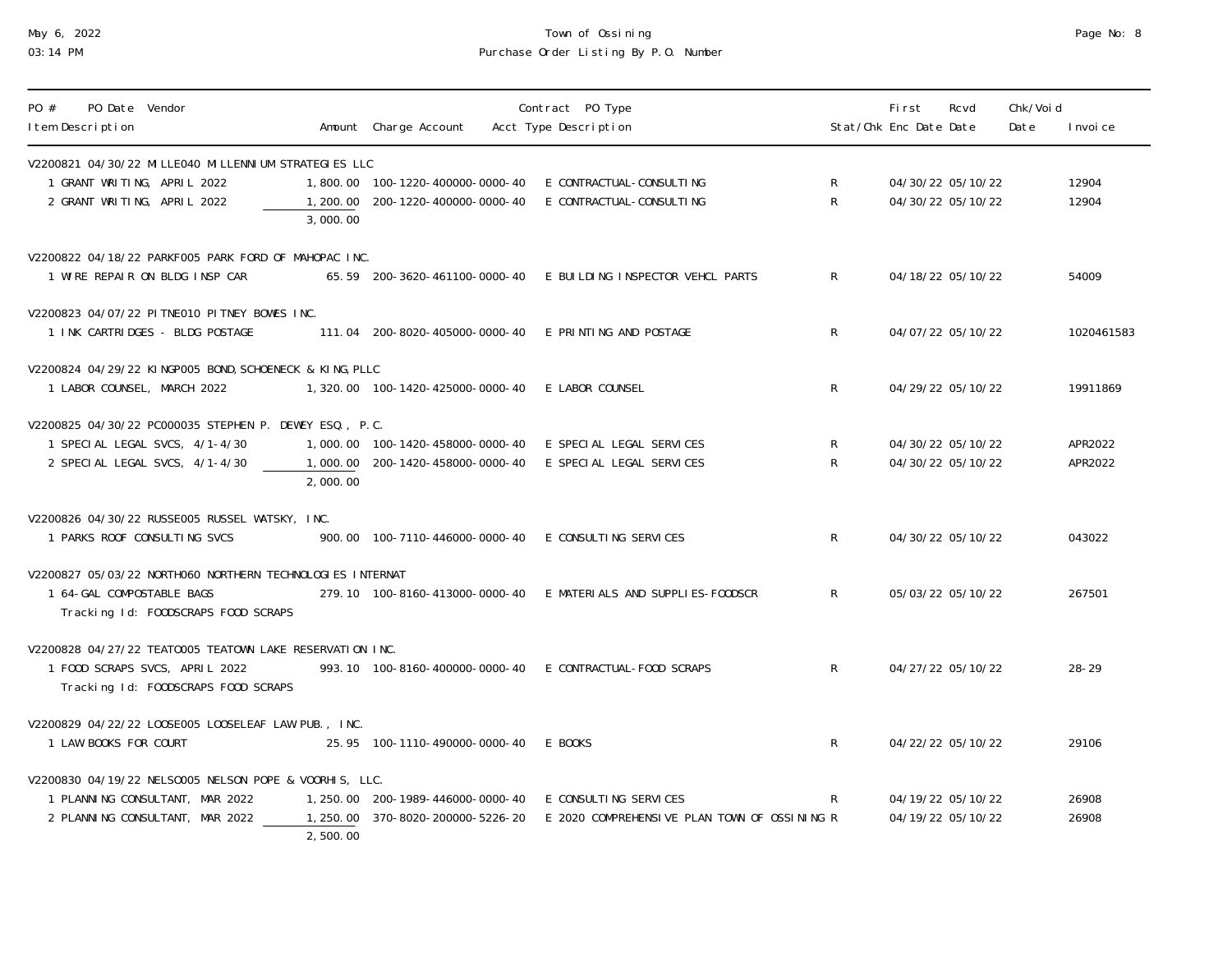# Town of Ossining

## Purchase Order Listing By P.O. Number

May 6, 2022
03:14 PM

| PO # PO Date Vendor / Item Description | Amount | Charge Account | Contract Acct Type | PO Type Description | Stat/Chk | First Enc Date | Rcvd Date | Chk/Void Date | Invoice |
|---|---|---|---|---|---|---|---|---|---|
| **V2200821 04/30/22 MILLE040 MILLENNIUM STRATEGIES LLC** | | | | | | | | | |
| 1 GRANT WRITING, APRIL 2022 | 1,800.00 | 100-1220-400000-0000-40 | E | CONTRACTUAL-CONSULTING | R | 04/30/22 | 05/10/22 | | 12904 |
| 2 GRANT WRITING, APRIL 2022 | 1,200.00 | 200-1220-400000-0000-40 | E | CONTRACTUAL-CONSULTING | R | 04/30/22 | 05/10/22 | | 12904 |
| | 3,000.00 | | | | | | | | |
| **V2200822 04/18/22 PARKF005 PARK FORD OF MAHOPAC INC.** | | | | | | | | | |
| 1 WIRE REPAIR ON BLDG INSP CAR | 65.59 | 200-3620-461100-0000-40 | E | BUILDING INSPECTOR VEHCL PARTS | R | 04/18/22 | 05/10/22 | | 54009 |
| **V2200823 04/07/22 PITNE010 PITNEY BOWES INC.** | | | | | | | | | |
| 1 INK CARTRIDGES - BLDG POSTAGE | 111.04 | 200-8020-405000-0000-40 | E | PRINTING AND POSTAGE | R | 04/07/22 | 05/10/22 | | 1020461583 |
| **V2200824 04/29/22 KINGP005 BOND,SCHOENECK & KING,PLLC** | | | | | | | | | |
| 1 LABOR COUNSEL, MARCH 2022 | 1,320.00 | 100-1420-425000-0000-40 | E | LABOR COUNSEL | R | 04/29/22 | 05/10/22 | | 19911869 |
| **V2200825 04/30/22 PC000035 STEPHEN P. DEWEY ESQ., P.C.** | | | | | | | | | |
| 1 SPECIAL LEGAL SVCS, 4/1-4/30 | 1,000.00 | 100-1420-458000-0000-40 | E | SPECIAL LEGAL SERVICES | R | 04/30/22 | 05/10/22 | | APR2022 |
| 2 SPECIAL LEGAL SVCS, 4/1-4/30 | 1,000.00 | 200-1420-458000-0000-40 | E | SPECIAL LEGAL SERVICES | R | 04/30/22 | 05/10/22 | | APR2022 |
| | 2,000.00 | | | | | | | | |
| **V2200826 04/30/22 RUSSE005 RUSSEL WATSKY, INC.** | | | | | | | | | |
| 1 PARKS ROOF CONSULTING SVCS | 900.00 | 100-7110-446000-0000-40 | E | CONSULTING SERVICES | R | 04/30/22 | 05/10/22 | | 043022 |
| **V2200827 05/03/22 NORTH060 NORTHERN TECHNOLOGIES INTERNAT** | | | | | | | | | |
| 1 64-GAL COMPOSTABLE BAGS<br>Tracking Id: FOODSCRAPS FOOD SCRAPS | 279.10 | 100-8160-413000-0000-40 | E | MATERIALS AND SUPPLIES-FOODSCR | R | 05/03/22 | 05/10/22 | | 267501 |
| **V2200828 04/27/22 TEATO005 TEATOWN LAKE RESERVATION INC.** | | | | | | | | | |
| 1 FOOD SCRAPS SVCS, APRIL 2022<br>Tracking Id: FOODSCRAPS FOOD SCRAPS | 993.10 | 100-8160-400000-0000-40 | E | CONTRACTUAL-FOOD SCRAPS | R | 04/27/22 | 05/10/22 | | 28-29 |
| **V2200829 04/22/22 LOOSE005 LOOSELEAF LAW PUB., INC.** | | | | | | | | | |
| 1 LAW BOOKS FOR COURT | 25.95 | 100-1110-490000-0000-40 | E | BOOKS | R | 04/22/22 | 05/10/22 | | 29106 |
| **V2200830 04/19/22 NELSO005 NELSON POPE & VOORHIS, LLC.** | | | | | | | | | |
| 1 PLANNING CONSULTANT, MAR 2022 | 1,250.00 | 200-1989-446000-0000-40 | E | CONSULTING SERVICES | R | 04/19/22 | 05/10/22 | | 26908 |
| 2 PLANNING CONSULTANT, MAR 2022 | 1,250.00 | 370-8020-200000-5226-20 | E | 2020 COMPREHENSIVE PLAN TOWN OF OSSINING | R | 04/19/22 | 05/10/22 | | 26908 |
| | 2,500.00 | | | | | | | | |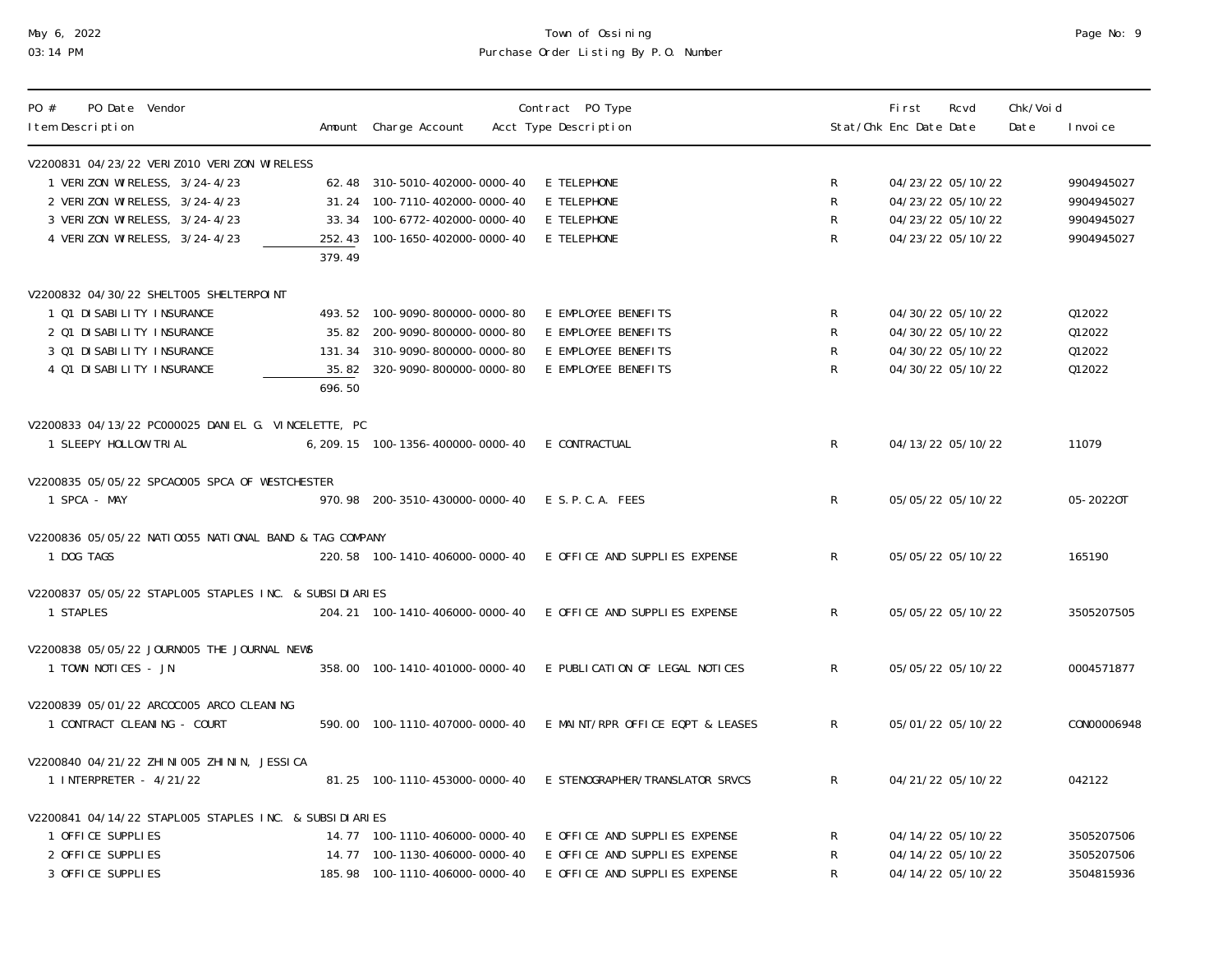| PO # PO Date Vendor / Item Description | Amount | Charge Account | Contract PO Type / Acct Type Description | Stat/Chk | First Enc Date | Rcvd Date | Chk/Void Date | Invoice |
|---|---|---|---|---|---|---|---|---|
| V2200831 04/23/22 VERIZ010 VERIZON WIRELESS | | | | | | | | |
| 1 VERIZON WIRELESS, 3/24-4/23 | 62.48 | 310-5010-402000-0000-40 | E TELEPHONE | R | 04/23/22 | 05/10/22 | | 9904945027 |
| 2 VERIZON WIRELESS, 3/24-4/23 | 31.24 | 100-7110-402000-0000-40 | E TELEPHONE | R | 04/23/22 | 05/10/22 | | 9904945027 |
| 3 VERIZON WIRELESS, 3/24-4/23 | 33.34 | 100-6772-402000-0000-40 | E TELEPHONE | R | 04/23/22 | 05/10/22 | | 9904945027 |
| 4 VERIZON WIRELESS, 3/24-4/23 | 252.43 | 100-1650-402000-0000-40 | E TELEPHONE | R | 04/23/22 | 05/10/22 | | 9904945027 |
| | 379.49 | | | | | | | |
| V2200832 04/30/22 SHELT005 SHELTERPOINT | | | | | | | | |
| 1 Q1 DISABILITY INSURANCE | 493.52 | 100-9090-800000-0000-80 | E EMPLOYEE BENEFITS | R | 04/30/22 | 05/10/22 | | Q12022 |
| 2 Q1 DISABILITY INSURANCE | 35.82 | 200-9090-800000-0000-80 | E EMPLOYEE BENEFITS | R | 04/30/22 | 05/10/22 | | Q12022 |
| 3 Q1 DISABILITY INSURANCE | 131.34 | 310-9090-800000-0000-80 | E EMPLOYEE BENEFITS | R | 04/30/22 | 05/10/22 | | Q12022 |
| 4 Q1 DISABILITY INSURANCE | 35.82 | 320-9090-800000-0000-80 | E EMPLOYEE BENEFITS | R | 04/30/22 | 05/10/22 | | Q12022 |
| | 696.50 | | | | | | | |
| V2200833 04/13/22 PC000025 DANIEL G. VINCELETTE, PC | | | | | | | | |
| 1 SLEEPY HOLLOW TRIAL | 6,209.15 | 100-1356-400000-0000-40 | E CONTRACTUAL | R | 04/13/22 | 05/10/22 | | 11079 |
| V2200835 05/05/22 SPCA0005 SPCA OF WESTCHESTER | | | | | | | | |
| 1 SPCA - MAY | 970.98 | 200-3510-430000-0000-40 | E S.P.C.A. FEES | R | 05/05/22 | 05/10/22 | | 05-2022OT |
| V2200836 05/05/22 NATIO055 NATIONAL BAND & TAG COMPANY | | | | | | | | |
| 1 DOG TAGS | 220.58 | 100-1410-406000-0000-40 | E OFFICE AND SUPPLIES EXPENSE | R | 05/05/22 | 05/10/22 | | 165190 |
| V2200837 05/05/22 STAPL005 STAPLES INC. & SUBSIDIARIES | | | | | | | | |
| 1 STAPLES | 204.21 | 100-1410-406000-0000-40 | E OFFICE AND SUPPLIES EXPENSE | R | 05/05/22 | 05/10/22 | | 3505207505 |
| V2200838 05/05/22 JOURN005 THE JOURNAL NEWS | | | | | | | | |
| 1 TOWN NOTICES - JN | 358.00 | 100-1410-401000-0000-40 | E PUBLICATION OF LEGAL NOTICES | R | 05/05/22 | 05/10/22 | | 0004571877 |
| V2200839 05/01/22 ARCOC005 ARCO CLEANING | | | | | | | | |
| 1 CONTRACT CLEANING - COURT | 590.00 | 100-1110-407000-0000-40 | E MAINT/RPR OFFICE EQPT & LEASES | R | 05/01/22 | 05/10/22 | | CON00006948 |
| V2200840 04/21/22 ZHINI005 ZHININ, JESSICA | | | | | | | | |
| 1 INTERPRETER - 4/21/22 | 81.25 | 100-1110-453000-0000-40 | E STENOGRAPHER/TRANSLATOR SRVCS | R | 04/21/22 | 05/10/22 | | 042122 |
| V2200841 04/14/22 STAPL005 STAPLES INC. & SUBSIDIARIES | | | | | | | | |
| 1 OFFICE SUPPLIES | 14.77 | 100-1110-406000-0000-40 | E OFFICE AND SUPPLIES EXPENSE | R | 04/14/22 | 05/10/22 | | 3505207506 |
| 2 OFFICE SUPPLIES | 14.77 | 100-1130-406000-0000-40 | E OFFICE AND SUPPLIES EXPENSE | R | 04/14/22 | 05/10/22 | | 3505207506 |
| 3 OFFICE SUPPLIES | 185.98 | 100-1110-406000-0000-40 | E OFFICE AND SUPPLIES EXPENSE | R | 04/14/22 | 05/10/22 | | 3504815936 |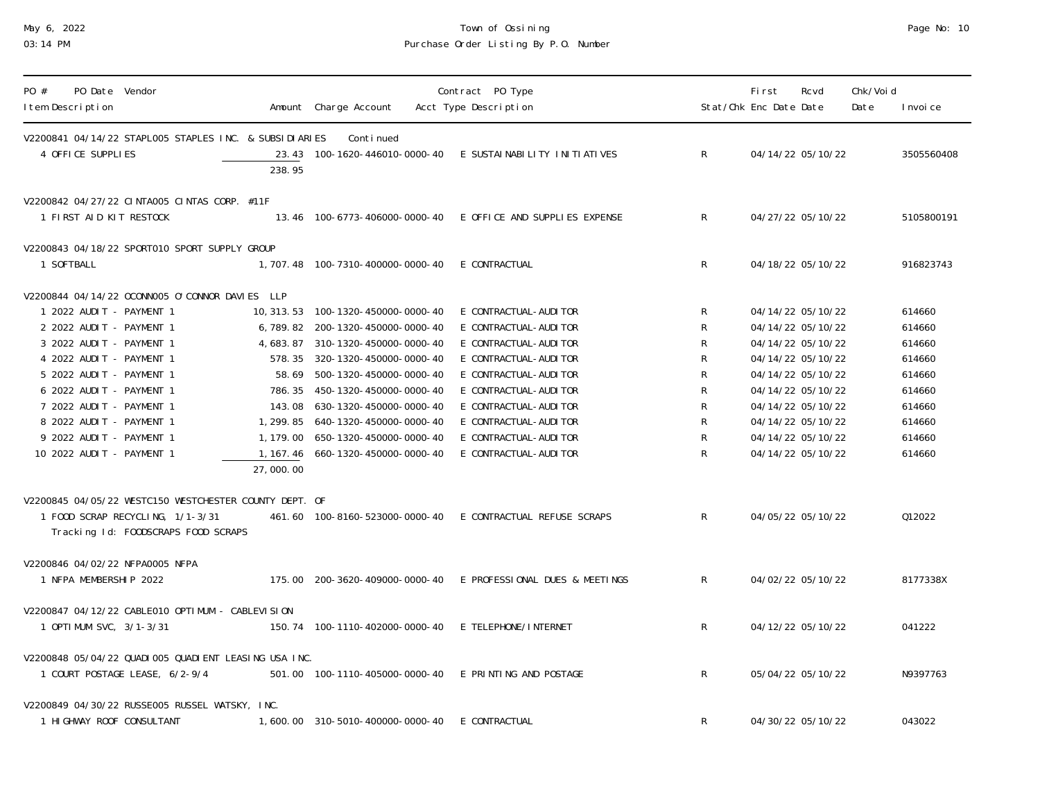| PO # PO Date Vendor / Item Description | Amount | Charge Account | Contract Acct | PO Type / Type Description | Stat/Chk | First Enc Date | Rcvd Date | Chk/Void Date | Invoice |
|---|---|---|---|---|---|---|---|---|---|
| V2200841 04/14/22 STAPL005 STAPLES INC. & SUBSIDIARIES Continued | | | | | | | | | |
| 4 OFFICE SUPPLIES | 23.43 | 100-1620-446010-0000-40 | E | SUSTAINABILITY INITIATIVES | R | 04/14/22 | 05/10/22 | | 3505560408 |
| | 238.95 | | | | | | | | |
| V2200842 04/27/22 CINTA005 CINTAS CORP. #11F | | | | | | | | | |
| 1 FIRST AID KIT RESTOCK | 13.46 | 100-6773-406000-0000-40 | E | OFFICE AND SUPPLIES EXPENSE | R | 04/27/22 | 05/10/22 | | 5105800191 |
| V2200843 04/18/22 SPORT010 SPORT SUPPLY GROUP | | | | | | | | | |
| 1 SOFTBALL | 1,707.48 | 100-7310-400000-0000-40 | E | CONTRACTUAL | R | 04/18/22 | 05/10/22 | | 916823743 |
| V2200844 04/14/22 OCONN005 O'CONNOR DAVIES LLP | | | | | | | | | |
| 1 2022 AUDIT - PAYMENT 1 | 10,313.53 | 100-1320-450000-0000-40 | E | CONTRACTUAL-AUDITOR | R | 04/14/22 | 05/10/22 | | 614660 |
| 2 2022 AUDIT - PAYMENT 1 | 6,789.82 | 200-1320-450000-0000-40 | E | CONTRACTUAL-AUDITOR | R | 04/14/22 | 05/10/22 | | 614660 |
| 3 2022 AUDIT - PAYMENT 1 | 4,683.87 | 310-1320-450000-0000-40 | E | CONTRACTUAL-AUDITOR | R | 04/14/22 | 05/10/22 | | 614660 |
| 4 2022 AUDIT - PAYMENT 1 | 578.35 | 320-1320-450000-0000-40 | E | CONTRACTUAL-AUDITOR | R | 04/14/22 | 05/10/22 | | 614660 |
| 5 2022 AUDIT - PAYMENT 1 | 58.69 | 500-1320-450000-0000-40 | E | CONTRACTUAL-AUDITOR | R | 04/14/22 | 05/10/22 | | 614660 |
| 6 2022 AUDIT - PAYMENT 1 | 786.35 | 450-1320-450000-0000-40 | E | CONTRACTUAL-AUDITOR | R | 04/14/22 | 05/10/22 | | 614660 |
| 7 2022 AUDIT - PAYMENT 1 | 143.08 | 630-1320-450000-0000-40 | E | CONTRACTUAL-AUDITOR | R | 04/14/22 | 05/10/22 | | 614660 |
| 8 2022 AUDIT - PAYMENT 1 | 1,299.85 | 640-1320-450000-0000-40 | E | CONTRACTUAL-AUDITOR | R | 04/14/22 | 05/10/22 | | 614660 |
| 9 2022 AUDIT - PAYMENT 1 | 1,179.00 | 650-1320-450000-0000-40 | E | CONTRACTUAL-AUDITOR | R | 04/14/22 | 05/10/22 | | 614660 |
| 10 2022 AUDIT - PAYMENT 1 | 1,167.46 | 660-1320-450000-0000-40 | E | CONTRACTUAL-AUDITOR | R | 04/14/22 | 05/10/22 | | 614660 |
| | 27,000.00 | | | | | | | | |
| V2200845 04/05/22 WESTC150 WESTCHESTER COUNTY DEPT. OF | | | | | | | | | |
| 1 FOOD SCRAP RECYCLING, 1/1-3/31 Tracking Id: FOODSCRAPS FOOD SCRAPS | 461.60 | 100-8160-523000-0000-40 | E | CONTRACTUAL REFUSE SCRAPS | R | 04/05/22 | 05/10/22 | | Q12022 |
| V2200846 04/02/22 NFPA0005 NFPA | | | | | | | | | |
| 1 NFPA MEMBERSHIP 2022 | 175.00 | 200-3620-409000-0000-40 | E | PROFESSIONAL DUES & MEETINGS | R | 04/02/22 | 05/10/22 | | 8177338X |
| V2200847 04/12/22 CABLE010 OPTIMUM - CABLEVISION | | | | | | | | | |
| 1 OPTIMUM SVC, 3/1-3/31 | 150.74 | 100-1110-402000-0000-40 | E | TELEPHONE/INTERNET | R | 04/12/22 | 05/10/22 | | 041222 |
| V2200848 05/04/22 QUADI005 QUADIENT LEASING USA INC. | | | | | | | | | |
| 1 COURT POSTAGE LEASE, 6/2-9/4 | 501.00 | 100-1110-405000-0000-40 | E | PRINTING AND POSTAGE | R | 05/04/22 | 05/10/22 | | N9397763 |
| V2200849 04/30/22 RUSSE005 RUSSEL WATSKY, INC. | | | | | | | | | |
| 1 HIGHWAY ROOF CONSULTANT | 1,600.00 | 310-5010-400000-0000-40 | E | CONTRACTUAL | R | 04/30/22 | 05/10/22 | | 043022 |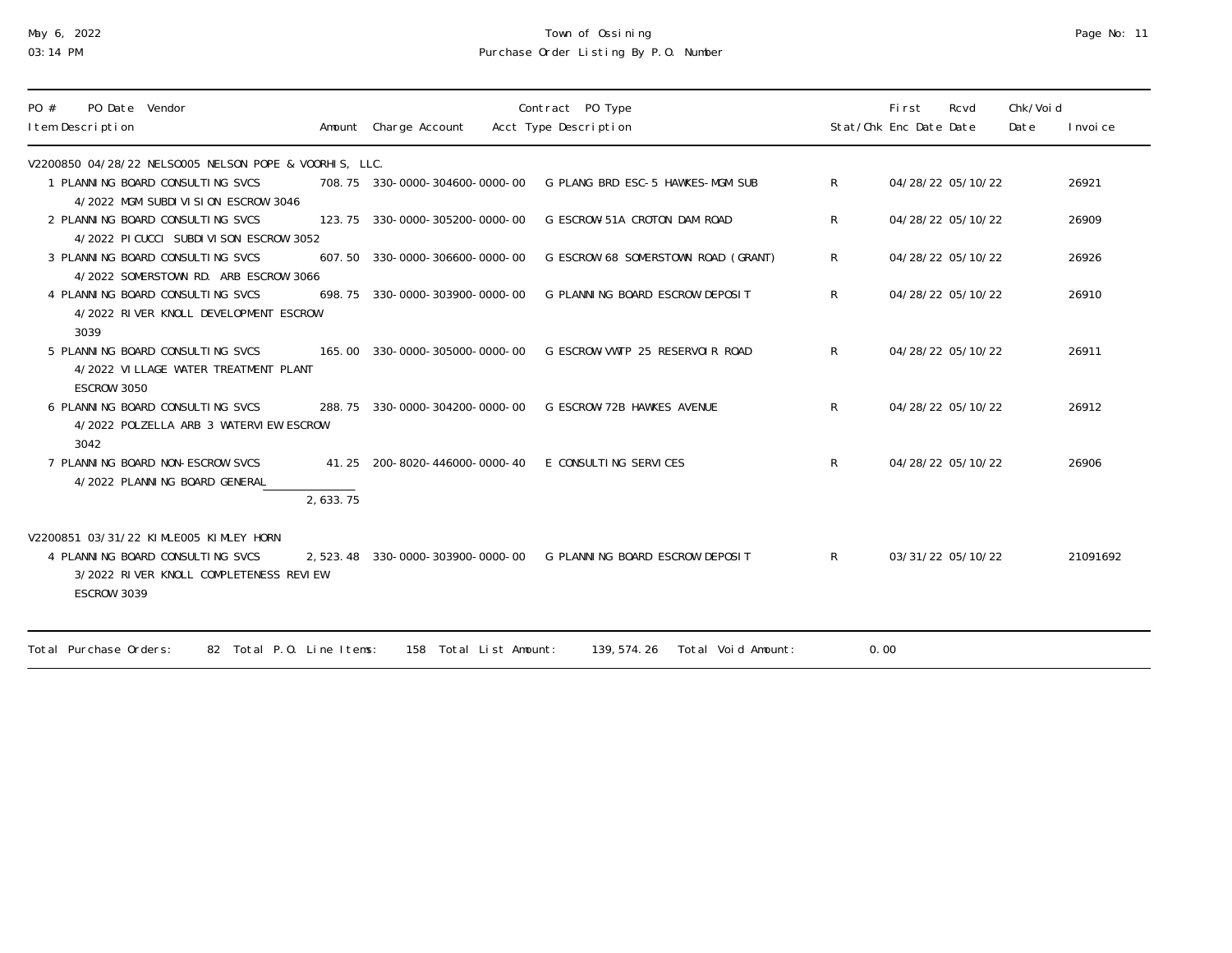| PO # PO Date Vendor / Item Description | Amount | Charge Account | Contract PO Type / Acct Type Description | Stat/Chk | First Enc Date | Rcvd Date | Chk/Void Date | Invoice |
|---|---|---|---|---|---|---|---|---|
| V2200850 04/28/22 NELSO005 NELSON POPE & VOORHIS, LLC. | | | | | | | | |
| 1 PLANNING BOARD CONSULTING SVCS 4/2022 MGM SUBDIVISION ESCROW 3046 | 708.75 | 330-0000-304600-0000-00 | G PLANG BRD ESC-5 HAWKES-MGM SUB | R | 04/28/22 | 05/10/22 | | 26921 |
| 2 PLANNING BOARD CONSULTING SVCS 4/2022 PICUCCI SUBDIVISON ESCROW 3052 | 123.75 | 330-0000-305200-0000-00 | G ESCROW-51A CROTON DAM ROAD | R | 04/28/22 | 05/10/22 | | 26909 |
| 3 PLANNING BOARD CONSULTING SVCS 4/2022 SOMERSTOWN RD. ARB ESCROW 3066 | 607.50 | 330-0000-306600-0000-00 | G ESCROW 68 SOMERSTOWN ROAD (GRANT) | R | 04/28/22 | 05/10/22 | | 26926 |
| 4 PLANNING BOARD CONSULTING SVCS 4/2022 RIVER KNOLL DEVELOPMENT ESCROW 3039 | 698.75 | 330-0000-303900-0000-00 | G PLANNING BOARD ESCROW DEPOSIT | R | 04/28/22 | 05/10/22 | | 26910 |
| 5 PLANNING BOARD CONSULTING SVCS 4/2022 VILLAGE WATER TREATMENT PLANT ESCROW 3050 | 165.00 | 330-0000-305000-0000-00 | G ESCROW-WTP 25 RESERVOIR ROAD | R | 04/28/22 | 05/10/22 | | 26911 |
| 6 PLANNING BOARD CONSULTING SVCS 4/2022 POLZELLA ARB 3 WATERVIEW ESCROW 3042 | 288.75 | 330-0000-304200-0000-00 | G ESCROW-72B HAWKES AVENUE | R | 04/28/22 | 05/10/22 | | 26912 |
| 7 PLANNING BOARD NON-ESCROW SVCS 4/2022 PLANNING BOARD GENERAL | 41.25 | 200-8020-446000-0000-40 | E CONSULTING SERVICES | R | 04/28/22 | 05/10/22 | | 26906 |
| | 2,633.75 | | | | | | | |
| V2200851 03/31/22 KIMLE005 KIMLEY HORN | | | | | | | | |
| 4 PLANNING BOARD CONSULTING SVCS 3/2022 RIVER KNOLL COMPLETENESS REVIEW ESCROW 3039 | 2,523.48 | 330-0000-303900-0000-00 | G PLANNING BOARD ESCROW DEPOSIT | R | 03/31/22 | 05/10/22 | | 21091692 |

Total Purchase Orders: 82 Total P.O. Line Items: 158 Total List Amount: 139,574.26 Total Void Amount: 0.00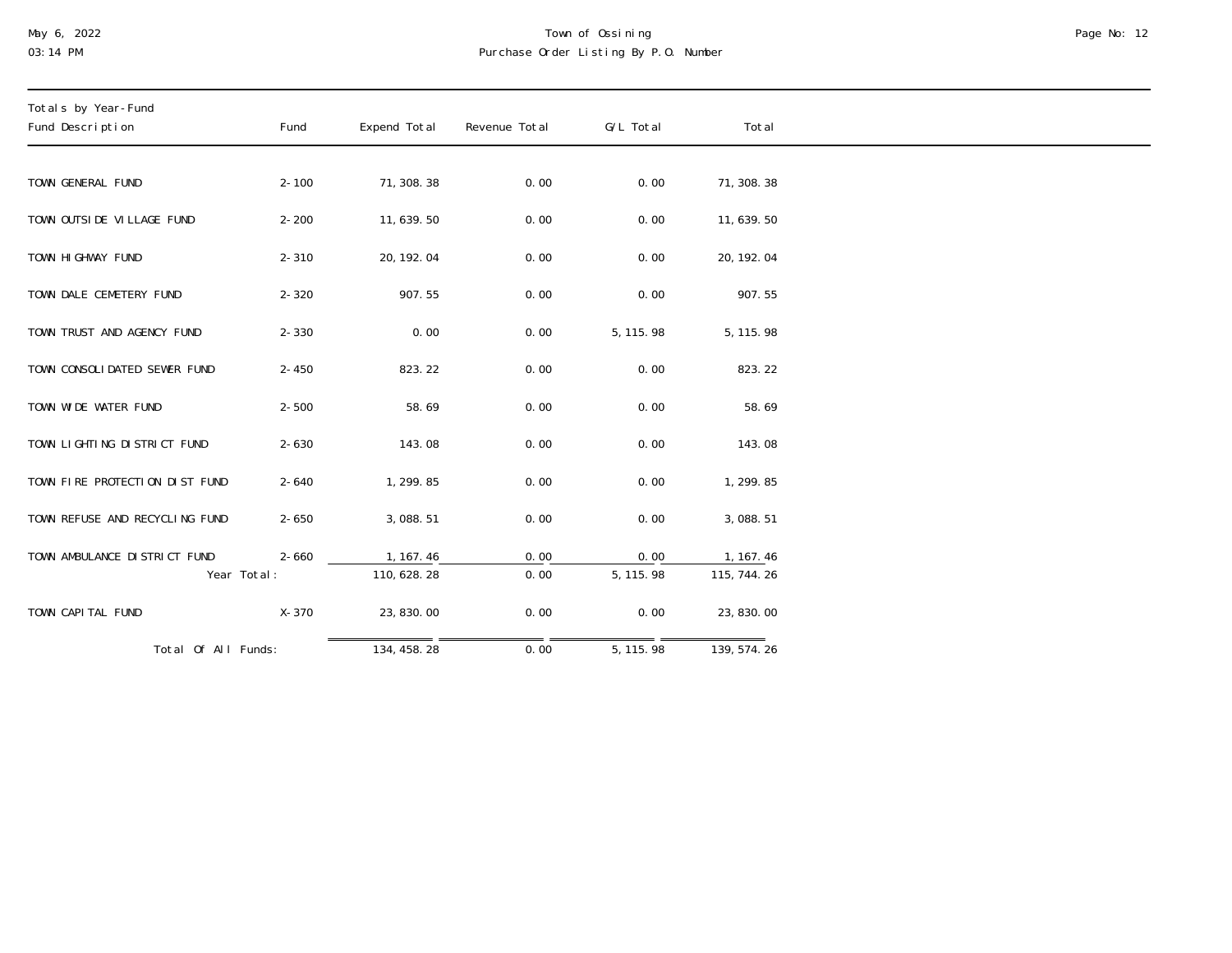Totals by Year-Fund

| Fund Description | Fund | Expend Total | Revenue Total | G/L Total | Total |
|---|---|---|---|---|---|
| TOWN GENERAL FUND | 2-100 | 71,308.38 | 0.00 | 0.00 | 71,308.38 |
| TOWN OUTSIDE VILLAGE FUND | 2-200 | 11,639.50 | 0.00 | 0.00 | 11,639.50 |
| TOWN HIGHWAY FUND | 2-310 | 20,192.04 | 0.00 | 0.00 | 20,192.04 |
| TOWN DALE CEMETERY FUND | 2-320 | 907.55 | 0.00 | 0.00 | 907.55 |
| TOWN TRUST AND AGENCY FUND | 2-330 | 0.00 | 0.00 | 5,115.98 | 5,115.98 |
| TOWN CONSOLIDATED SEWER FUND | 2-450 | 823.22 | 0.00 | 0.00 | 823.22 |
| TOWN WIDE WATER FUND | 2-500 | 58.69 | 0.00 | 0.00 | 58.69 |
| TOWN LIGHTING DISTRICT FUND | 2-630 | 143.08 | 0.00 | 0.00 | 143.08 |
| TOWN FIRE PROTECTION DIST FUND | 2-640 | 1,299.85 | 0.00 | 0.00 | 1,299.85 |
| TOWN REFUSE AND RECYCLING FUND | 2-650 | 3,088.51 | 0.00 | 0.00 | 3,088.51 |
| TOWN AMBULANCE DISTRICT FUND | 2-660 | 1,167.46 | 0.00 | 0.00 | 1,167.46 |
| Year Total: | | 110,628.28 | 0.00 | 5,115.98 | 115,744.26 |
| TOWN CAPITAL FUND | X-370 | 23,830.00 | 0.00 | 0.00 | 23,830.00 |
| Total Of All Funds: | | 134,458.28 | 0.00 | 5,115.98 | 139,574.26 |